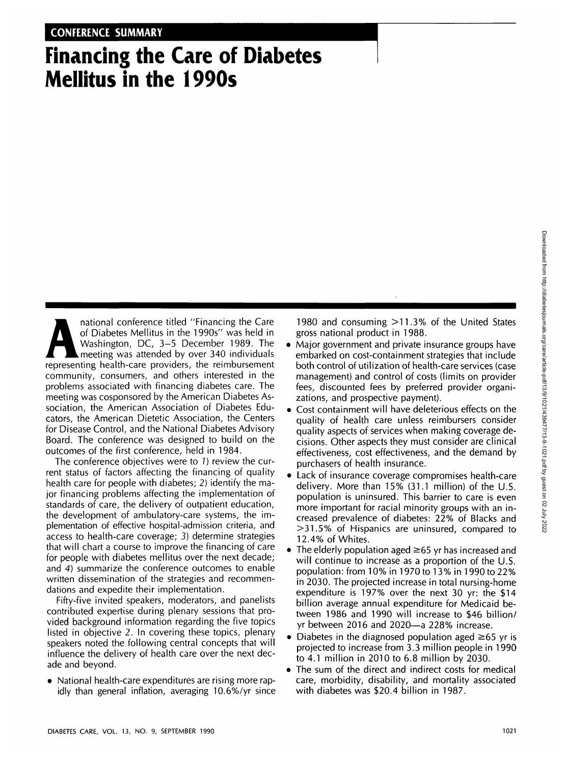**CONFERENCE SUMMARY**

# Financing the Care of Diabetes Mellitus in the 1990s

A national conference titled "Financing the Care of Diabetes Mellitus in the 1990s" was held in Washington, DC, 3–5 December 1989. The meeting was attended by over 340 individuals representing health-care providers, the reimbursement community, consumers, and others interested in the problems associated with financing diabetes care. The meeting was cosponsored by the American Diabetes Association, the American Association of Diabetes Educators, the American Dietetic Association, the Centers for Disease Control, and the National Diabetes Advisory Board. The conference was designed to build on the outcomes of the first conference, held in 1984.

The conference objectives were to *1*) review the current status of factors affecting the financing of quality health care for people with diabetes; *2*) identify the major financing problems affecting the implementation of standards of care, the delivery of outpatient education, the development of ambulatory-care systems, the implementation of effective hospital-admission criteria, and access to health-care coverage; *3*) determine strategies that will chart a course to improve the financing of care for people with diabetes mellitus over the next decade; and *4*) summarize the conference outcomes to enable written dissemination of the strategies and recommendations and expedite their implementation.

Fifty-five invited speakers, moderators, and panelists contributed expertise during plenary sessions that provided background information regarding the five topics listed in objective *2*. In covering these topics, plenary speakers noted the following central concepts that will influence the delivery of health care over the next decade and beyond.

- National health-care expenditures are rising more rapidly than general inflation, averaging 10.6%/yr since 1980 and consuming >11.3% of the United States gross national product in 1988.
- Major government and private insurance groups have embarked on cost-containment strategies that include both control of utilization of health-care services (case management) and control of costs (limits on provider fees, discounted fees by preferred provider organizations, and prospective payment).
- Cost containment will have deleterious effects on the quality of health care unless reimbursers consider quality aspects of services when making coverage decisions. Other aspects they must consider are clinical effectiveness, cost effectiveness, and the demand by purchasers of health insurance.
- Lack of insurance coverage compromises health-care delivery. More than 15% (31.1 million) of the U.S. population is uninsured. This barrier to care is even more important for racial minority groups with an increased prevalence of diabetes: 22% of Blacks and >31.5% of Hispanics are uninsured, compared to 12.4% of Whites.
- The elderly population aged ≥65 yr has increased and will continue to increase as a proportion of the U.S. population: from 10% in 1970 to 13% in 1990 to 22% in 2030. The projected increase in total nursing-home expenditure is 197% over the next 30 yr: the $14 billion average annual expenditure for Medicaid between 1986 and 1990 will increase to $46 billion/yr between 2016 and 2020—a 228% increase.
- Diabetes in the diagnosed population aged ≥65 yr is projected to increase from 3.3 million people in 1990 to 4.1 million in 2010 to 6.8 million by 2030.
- The sum of the direct and indirect costs for medical care, morbidity, disability, and mortality associated with diabetes was $20.4 billion in 1987.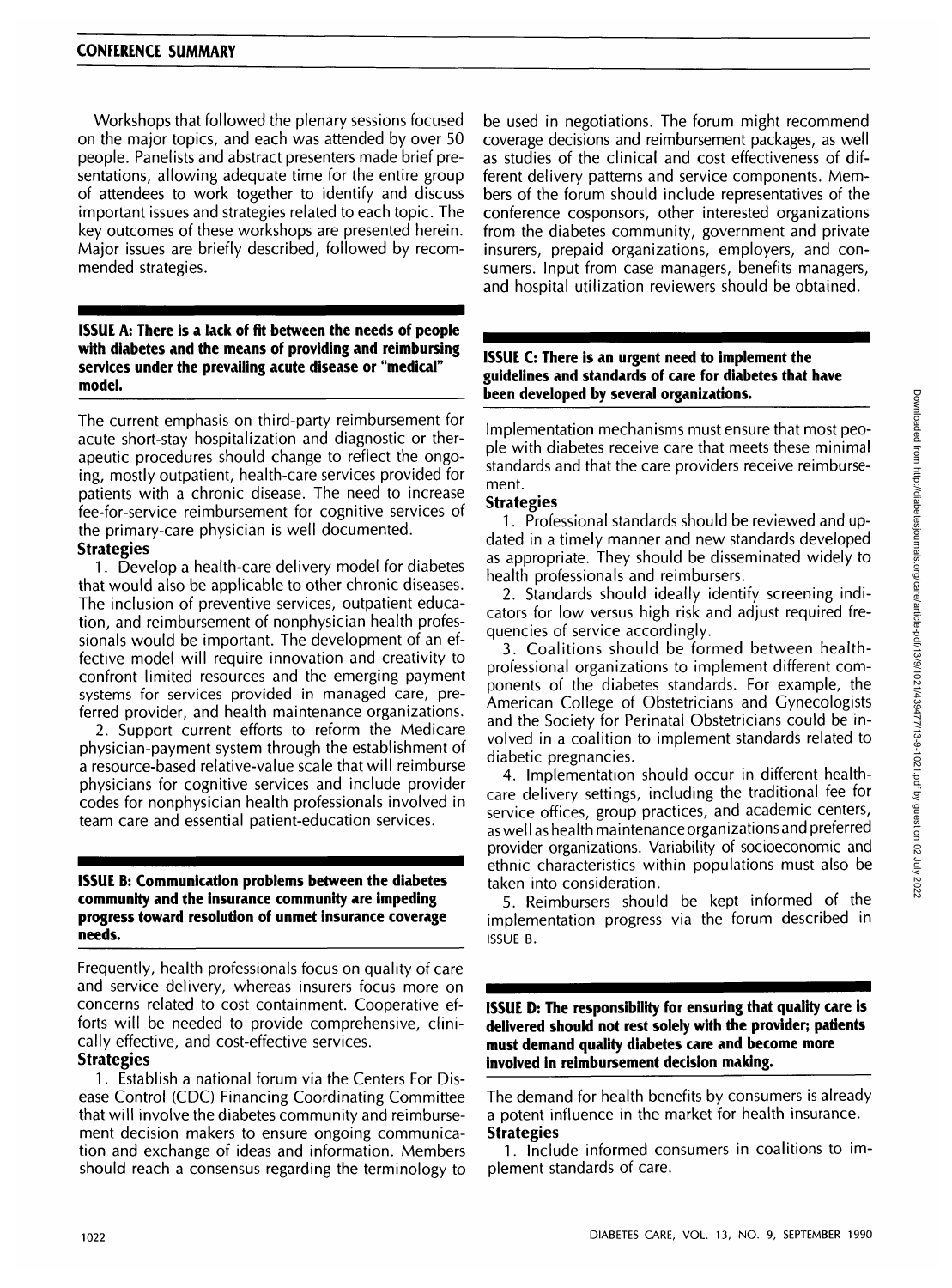Workshops that followed the plenary sessions focused on the major topics, and each was attended by over 50 people. Panelists and abstract presenters made brief presentations, allowing adequate time for the entire group of attendees to work together to identify and discuss important issues and strategies related to each topic. The key outcomes of these workshops are presented herein. Major issues are briefly described, followed by recommended strategies.

## ISSUE A: There is a lack of fit between the needs of people with diabetes and the means of providing and reimbursing services under the prevailing acute disease or "medical" model.

The current emphasis on third-party reimbursement for acute short-stay hospitalization and diagnostic or therapeutic procedures should change to reflect the ongoing, mostly outpatient, health-care services provided for patients with a chronic disease. The need to increase fee-for-service reimbursement for cognitive services of the primary-care physician is well documented.

**Strategies**

1. Develop a health-care delivery model for diabetes that would also be applicable to other chronic diseases. The inclusion of preventive services, outpatient education, and reimbursement of nonphysician health professionals would be important. The development of an effective model will require innovation and creativity to confront limited resources and the emerging payment systems for services provided in managed care, preferred provider, and health maintenance organizations.
2. Support current efforts to reform the Medicare physician-payment system through the establishment of a resource-based relative-value scale that will reimburse physicians for cognitive services and include provider codes for nonphysician health professionals involved in team care and essential patient-education services.

## ISSUE B: Communication problems between the diabetes community and the insurance community are impeding progress toward resolution of unmet insurance coverage needs.

Frequently, health professionals focus on quality of care and service delivery, whereas insurers focus more on concerns related to cost containment. Cooperative efforts will be needed to provide comprehensive, clinically effective, and cost-effective services.

**Strategies**

1. Establish a national forum via the Centers For Disease Control (CDC) Financing Coordinating Committee that will involve the diabetes community and reimbursement decision makers to ensure ongoing communication and exchange of ideas and information. Members should reach a consensus regarding the terminology to be used in negotiations. The forum might recommend coverage decisions and reimbursement packages, as well as studies of the clinical and cost effectiveness of different delivery patterns and service components. Members of the forum should include representatives of the conference cosponsors, other interested organizations from the diabetes community, government and private insurers, prepaid organizations, employers, and consumers. Input from case managers, benefits managers, and hospital utilization reviewers should be obtained.

## ISSUE C: There is an urgent need to implement the guidelines and standards of care for diabetes that have been developed by several organizations.

Implementation mechanisms must ensure that most people with diabetes receive care that meets these minimal standards and that the care providers receive reimbursement.

**Strategies**

1. Professional standards should be reviewed and updated in a timely manner and new standards developed as appropriate. They should be disseminated widely to health professionals and reimbursers.
2. Standards should ideally identify screening indicators for low versus high risk and adjust required frequencies of service accordingly.
3. Coalitions should be formed between health-professional organizations to implement different components of the diabetes standards. For example, the American College of Obstetricians and Gynecologists and the Society for Perinatal Obstetricians could be involved in a coalition to implement standards related to diabetic pregnancies.
4. Implementation should occur in different health-care delivery settings, including the traditional fee for service offices, group practices, and academic centers, as well as health maintenance organizations and preferred provider organizations. Variability of socioeconomic and ethnic characteristics within populations must also be taken into consideration.
5. Reimbursers should be kept informed of the implementation progress via the forum described in ISSUE B.

## ISSUE D: The responsibility for ensuring that quality care is delivered should not rest solely with the provider; patients must demand quality diabetes care and become more involved in reimbursement decision making.

The demand for health benefits by consumers is already a potent influence in the market for health insurance.

**Strategies**

1. Include informed consumers in coalitions to implement standards of care.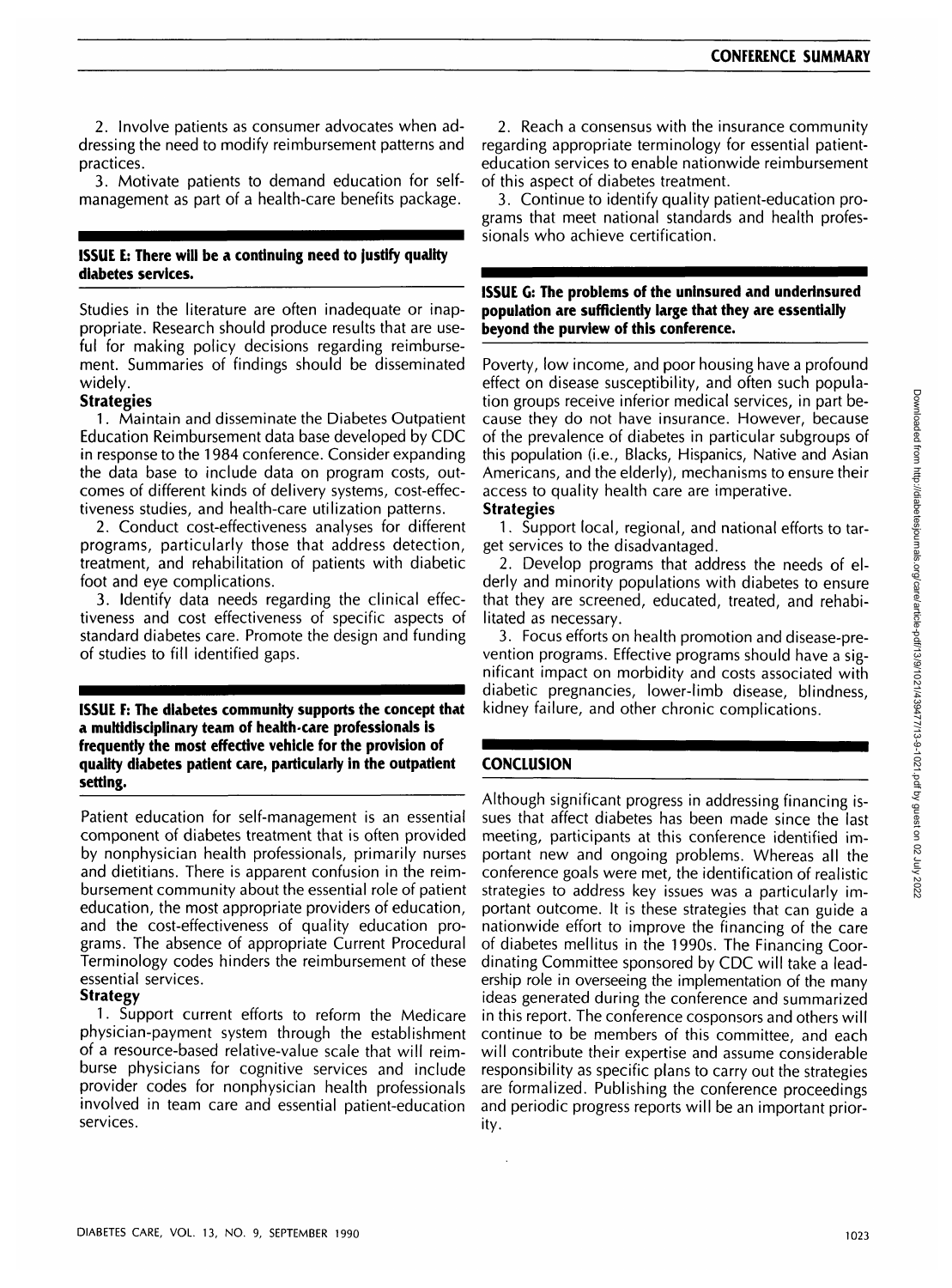2. Involve patients as consumer advocates when addressing the need to modify reimbursement patterns and practices.

3. Motivate patients to demand education for self-management as part of a health-care benefits package.

### ISSUE E: There will be a continuing need to justify quality diabetes services.

Studies in the literature are often inadequate or inappropriate. Research should produce results that are useful for making policy decisions regarding reimbursement. Summaries of findings should be disseminated widely.

**Strategies**

1. Maintain and disseminate the Diabetes Outpatient Education Reimbursement data base developed by CDC in response to the 1984 conference. Consider expanding the data base to include data on program costs, outcomes of different kinds of delivery systems, cost-effectiveness studies, and health-care utilization patterns.

2. Conduct cost-effectiveness analyses for different programs, particularly those that address detection, treatment, and rehabilitation of patients with diabetic foot and eye complications.

3. Identify data needs regarding the clinical effectiveness and cost effectiveness of specific aspects of standard diabetes care. Promote the design and funding of studies to fill identified gaps.

### ISSUE F: The diabetes community supports the concept that a multidisciplinary team of health-care professionals is frequently the most effective vehicle for the provision of quality diabetes patient care, particularly in the outpatient setting.

Patient education for self-management is an essential component of diabetes treatment that is often provided by nonphysician health professionals, primarily nurses and dietitians. There is apparent confusion in the reimbursement community about the essential role of patient education, the most appropriate providers of education, and the cost-effectiveness of quality education programs. The absence of appropriate Current Procedural Terminology codes hinders the reimbursement of these essential services.

**Strategy**

1. Support current efforts to reform the Medicare physician-payment system through the establishment of a resource-based relative-value scale that will reimburse physicians for cognitive services and include provider codes for nonphysician health professionals involved in team care and essential patient-education services.

2. Reach a consensus with the insurance community regarding appropriate terminology for essential patient-education services to enable nationwide reimbursement of this aspect of diabetes treatment.

3. Continue to identify quality patient-education programs that meet national standards and health professionals who achieve certification.

### ISSUE G: The problems of the uninsured and underinsured population are sufficiently large that they are essentially beyond the purview of this conference.

Poverty, low income, and poor housing have a profound effect on disease susceptibility, and often such population groups receive inferior medical services, in part because they do not have insurance. However, because of the prevalence of diabetes in particular subgroups of this population (i.e., Blacks, Hispanics, Native and Asian Americans, and the elderly), mechanisms to ensure their access to quality health care are imperative.

**Strategies**

1. Support local, regional, and national efforts to target services to the disadvantaged.

2. Develop programs that address the needs of elderly and minority populations with diabetes to ensure that they are screened, educated, treated, and rehabilitated as necessary.

3. Focus efforts on health promotion and disease-prevention programs. Effective programs should have a significant impact on morbidity and costs associated with diabetic pregnancies, lower-limb disease, blindness, kidney failure, and other chronic complications.

## CONCLUSION

Although significant progress in addressing financing issues that affect diabetes has been made since the last meeting, participants at this conference identified important new and ongoing problems. Whereas all the conference goals were met, the identification of realistic strategies to address key issues was a particularly important outcome. It is these strategies that can guide a nationwide effort to improve the financing of the care of diabetes mellitus in the 1990s. The Financing Coordinating Committee sponsored by CDC will take a leadership role in overseeing the implementation of the many ideas generated during the conference and summarized in this report. The conference cosponsors and others will continue to be members of this committee, and each will contribute their expertise and assume considerable responsibility as specific plans to carry out the strategies are formalized. Publishing the conference proceedings and periodic progress reports will be an important priority.